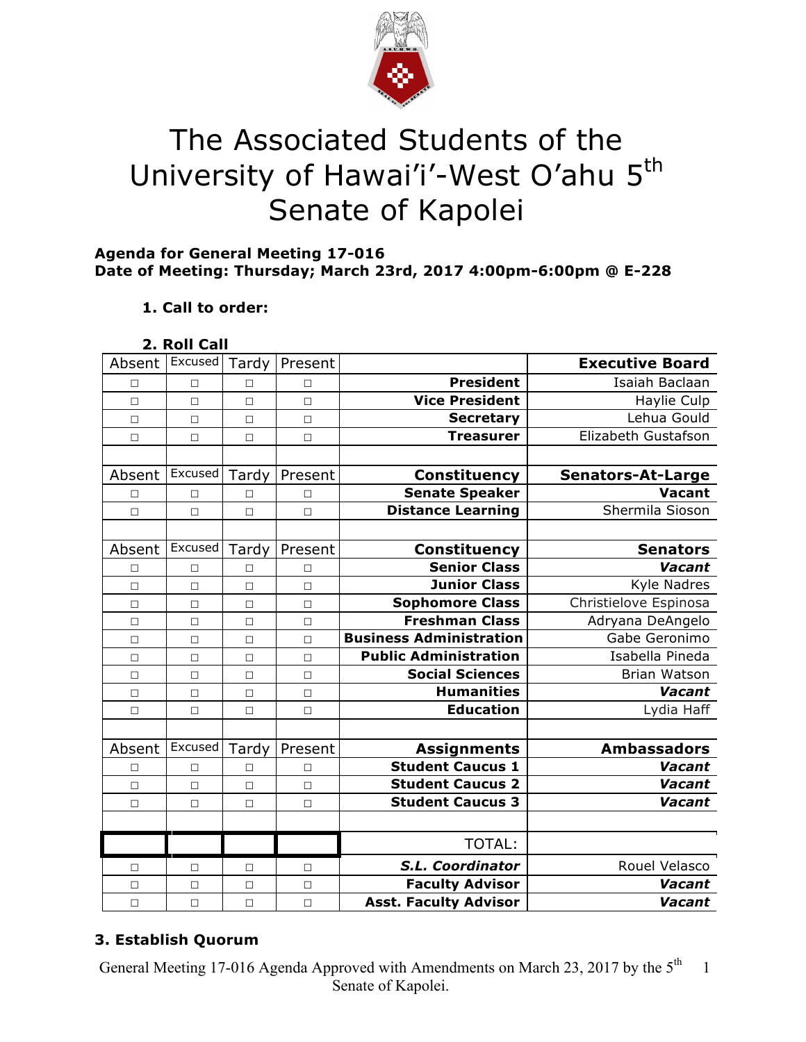# The Associated Students of the University of Hawai'i-West O'ahu 5th Senate of Kapolei

**Agenda for General Meeting 17-016**
**Date of Meeting: Thursday; March 23rd, 2017 4:00pm-6:00pm @ E-228**

**1. Call to order:**

**2. Roll Call**

| Absent | Excused | Tardy | Present | | **Executive Board** |
|---|---|---|---|---|---|
| □ | □ | □ | □ | **President** | Isaiah Baclaan |
| □ | □ | □ | □ | **Vice President** | Haylie Culp |
| □ | □ | □ | □ | **Secretary** | Lehua Gould |
| □ | □ | □ | □ | **Treasurer** | Elizabeth Gustafson |
| | | | | | |
| Absent | Excused | Tardy | Present | **Constituency** | **Senators-At-Large** |
| □ | □ | □ | □ | **Senate Speaker** | **Vacant** |
| □ | □ | □ | □ | **Distance Learning** | Shermila Sioson |
| | | | | | |
| Absent | Excused | Tardy | Present | **Constituency** | **Senators** |
| □ | □ | □ | □ | **Senior Class** | ***Vacant*** |
| □ | □ | □ | □ | **Junior Class** | Kyle Nadres |
| □ | □ | □ | □ | **Sophomore Class** | Christielove Espinosa |
| □ | □ | □ | □ | **Freshman Class** | Adryana DeAngelo |
| □ | □ | □ | □ | **Business Administration** | Gabe Geronimo |
| □ | □ | □ | □ | **Public Administration** | Isabella Pineda |
| □ | □ | □ | □ | **Social Sciences** | Brian Watson |
| □ | □ | □ | □ | **Humanities** | ***Vacant*** |
| □ | □ | □ | □ | **Education** | Lydia Haff |
| | | | | | |
| Absent | Excused | Tardy | Present | **Assignments** | **Ambassadors** |
| □ | □ | □ | □ | **Student Caucus 1** | ***Vacant*** |
| □ | □ | □ | □ | **Student Caucus 2** | ***Vacant*** |
| □ | □ | □ | □ | **Student Caucus 3** | ***Vacant*** |
| | | | | | |
| | | | | TOTAL: | |
| □ | □ | □ | □ | ***S.L. Coordinator*** | Rouel Velasco |
| □ | □ | □ | □ | **Faculty Advisor** | ***Vacant*** |
| □ | □ | □ | □ | **Asst. Faculty Advisor** | ***Vacant*** |

**3. Establish Quorum**

General Meeting 17-016 Agenda Approved with Amendments on March 23, 2017 by the 5th Senate of Kapolei.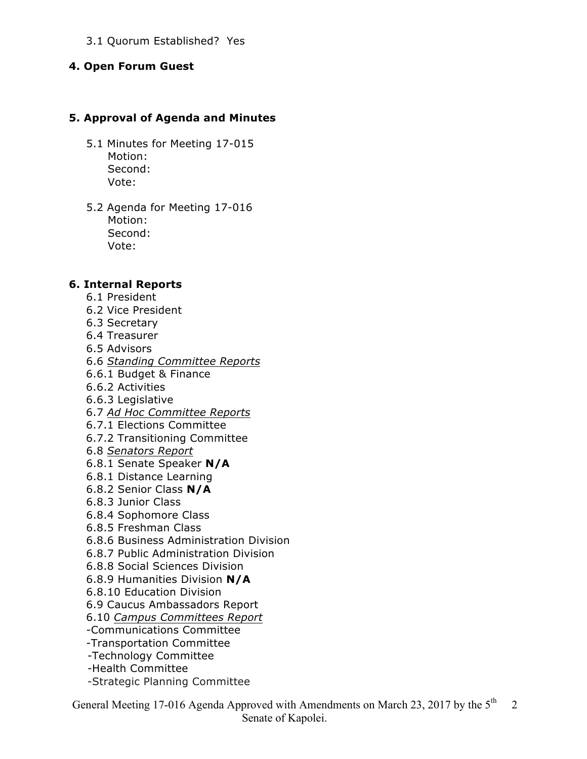3.1 Quorum Established? Yes

## 4. Open Forum Guest

## 5. Approval of Agenda and Minutes

5.1 Minutes for Meeting 17-015
Motion:
Second:
Vote:

5.2 Agenda for Meeting 17-016
Motion:
Second:
Vote:

## 6. Internal Reports

6.1 President
6.2 Vice President
6.3 Secretary
6.4 Treasurer
6.5 Advisors
6.6 *Standing Committee Reports*
6.6.1 Budget & Finance
6.6.2 Activities
6.6.3 Legislative
6.7 *Ad Hoc Committee Reports*
6.7.1 Elections Committee
6.7.2 Transitioning Committee
6.8 *Senators Report*
6.8.1 Senate Speaker **N/A**
6.8.1 Distance Learning
6.8.2 Senior Class **N/A**
6.8.3 Junior Class
6.8.4 Sophomore Class
6.8.5 Freshman Class
6.8.6 Business Administration Division
6.8.7 Public Administration Division
6.8.8 Social Sciences Division
6.8.9 Humanities Division **N/A**
6.8.10 Education Division
6.9 Caucus Ambassadors Report
6.10 *Campus Committees Report*
-Communications Committee
-Transportation Committee
-Technology Committee
-Health Committee
-Strategic Planning Committee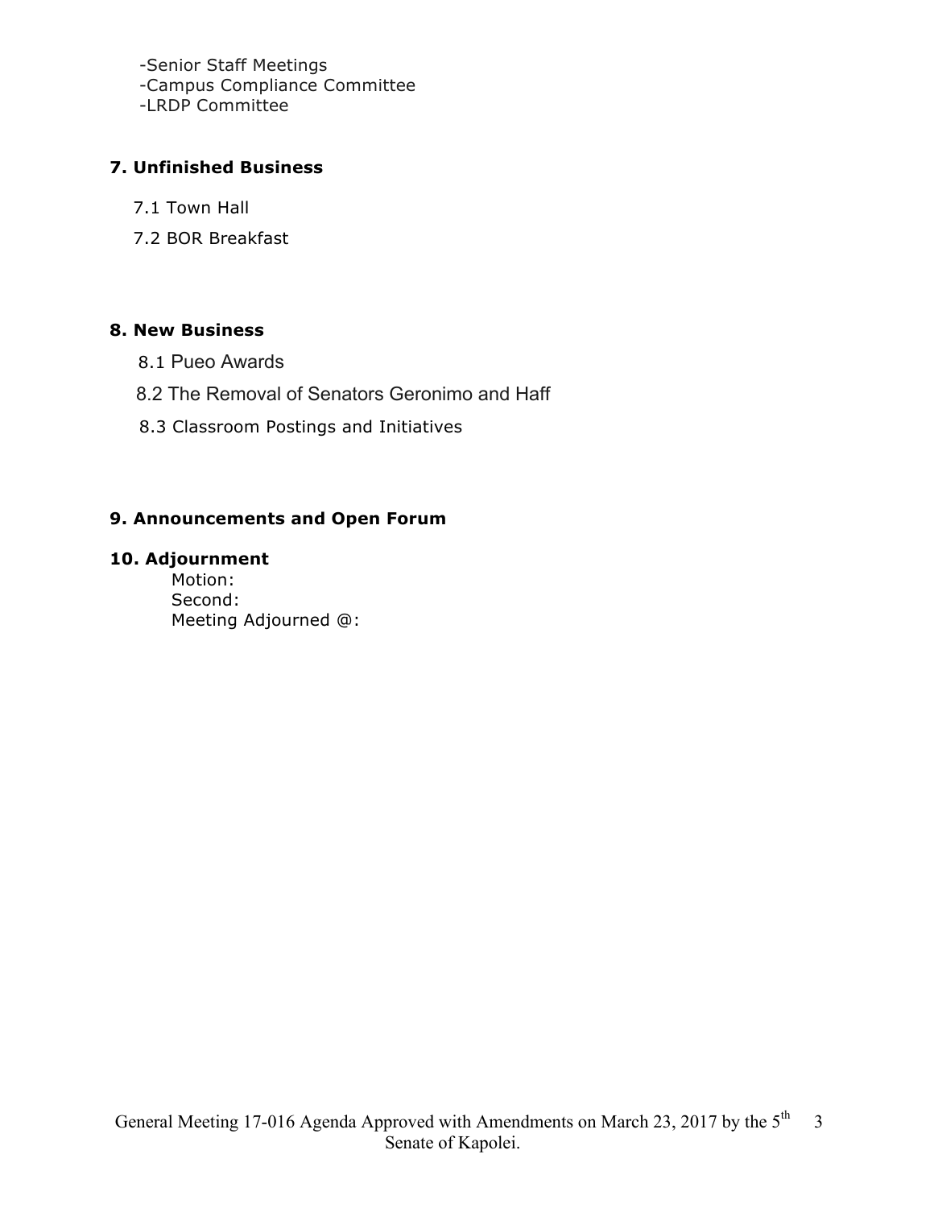-Senior Staff Meetings
-Campus Compliance Committee
-LRDP Committee

**7. Unfinished Business**

7.1 Town Hall

7.2 BOR Breakfast

**8. New Business**

8.1 Pueo Awards

8.2 The Removal of Senators Geronimo and Haff

8.3 Classroom Postings and Initiatives

**9. Announcements and Open Forum**

**10. Adjournment**

Motion:
Second:
Meeting Adjourned @:

General Meeting 17-016 Agenda Approved with Amendments on March 23, 2017 by the 5th Senate of Kapolei.